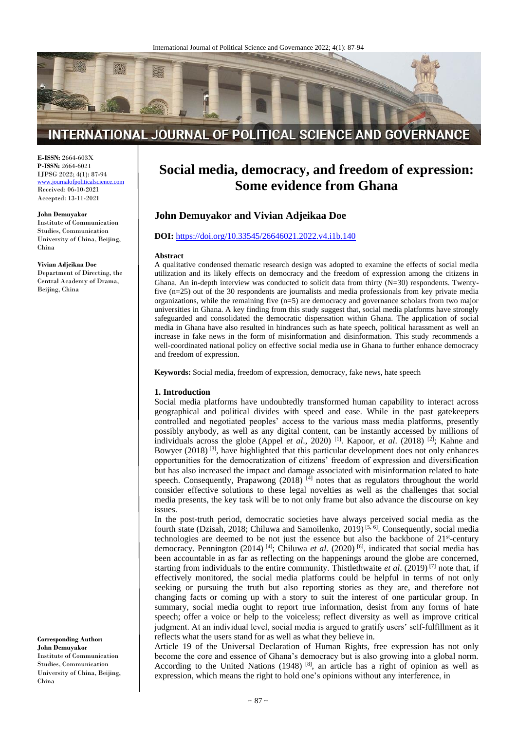**E-ISSN:** 2664-603X
**P-ISSN:** 2664-6021
IJPSG 2022; 4(1): 87-94
www.journalofpoliticalscience.com
Received: 06-10-2021
Accepted: 13-11-2021

**John Demuyakor**
Institute of Communication Studies, Communication University of China, Beijing, China

**Vivian Adjeikaa Doe**
Department of Directing, the Central Academy of Drama, Beijing, China

**Corresponding Author:**
**John Demuyakor**
Institute of Communication Studies, Communication University of China, Beijing, China

# Social media, democracy, and freedom of expression: Some evidence from Ghana

## John Demuyakor and Vivian Adjeikaa Doe

**DOI:** https://doi.org/10.33545/26646021.2022.v4.i1b.140

**Abstract**

A qualitative condensed thematic research design was adopted to examine the effects of social media utilization and its likely effects on democracy and the freedom of expression among the citizens in Ghana. An in-depth interview was conducted to solicit data from thirty (N=30) respondents. Twenty-five (n=25) out of the 30 respondents are journalists and media professionals from key private media organizations, while the remaining five (n=5) are democracy and governance scholars from two major universities in Ghana. A key finding from this study suggest that, social media platforms have strongly safeguarded and consolidated the democratic dispensation within Ghana. The application of social media in Ghana have also resulted in hindrances such as hate speech, political harassment as well an increase in fake news in the form of misinformation and disinformation. This study recommends a well-coordinated national policy on effective social media use in Ghana to further enhance democracy and freedom of expression.

**Keywords:** Social media, freedom of expression, democracy, fake news, hate speech

## 1. Introduction

Social media platforms have undoubtedly transformed human capability to interact across geographical and political divides with speed and ease. While in the past gatekeepers controlled and negotiated peoples' access to the various mass media platforms, presently possibly anybody, as well as any digital content, can be instantly accessed by millions of individuals across the globe (Appel *et al*., 2020) [1]. Kapoor, *et al*. (2018) [2]; Kahne and Bowyer (2018) [3], have highlighted that this particular development does not only enhances opportunities for the democratization of citizens' freedom of expression and diversification but has also increased the impact and damage associated with misinformation related to hate speech. Consequently, Prapawong (2018) [4] notes that as regulators throughout the world consider effective solutions to these legal novelties as well as the challenges that social media presents, the key task will be to not only frame but also advance the discourse on key issues.

In the post-truth period, democratic societies have always perceived social media as the fourth state (Dzisah, 2018; Chiluwa and Samoilenko, 2019) [5, 6]. Consequently, social media technologies are deemed to be not just the essence but also the backbone of 21st-century democracy. Pennington (2014) [4]; Chiluwa *et al*. (2020) [6], indicated that social media has been accountable in as far as reflecting on the happenings around the globe are concerned, starting from individuals to the entire community. Thistlethwaite *et al*. (2019) [7] note that, if effectively monitored, the social media platforms could be helpful in terms of not only seeking or pursuing the truth but also reporting stories as they are, and therefore not changing facts or coming up with a story to suit the interest of one particular group. In summary, social media ought to report true information, desist from any forms of hate speech; offer a voice or help to the voiceless; reflect diversity as well as improve critical judgment. At an individual level, social media is argued to gratify users' self-fulfillment as it reflects what the users stand for as well as what they believe in.

Article 19 of the Universal Declaration of Human Rights, free expression has not only become the core and essence of Ghana's democracy but is also growing into a global norm. According to the United Nations (1948) [8], an article has a right of opinion as well as expression, which means the right to hold one's opinions without any interference, in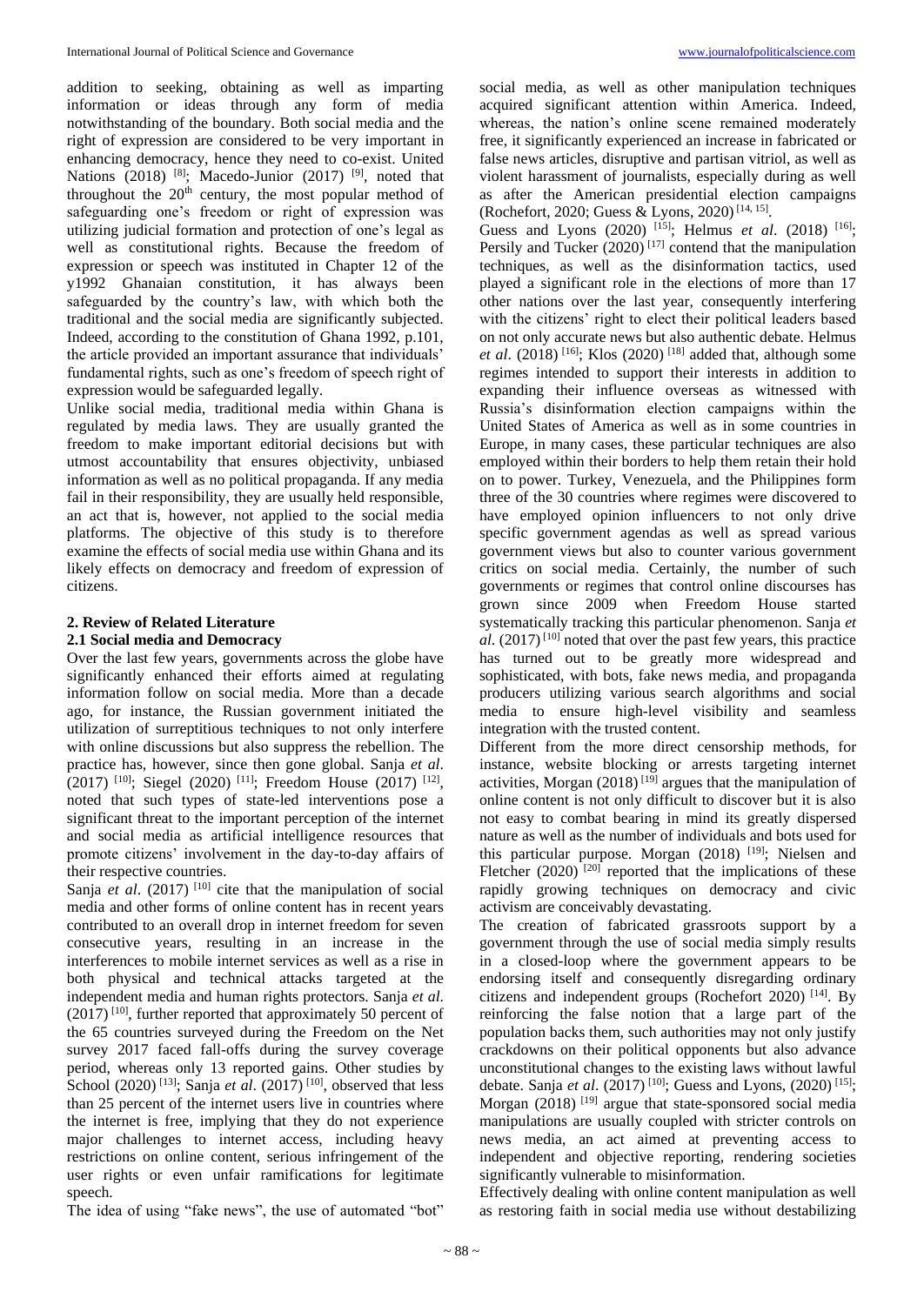addition to seeking, obtaining as well as imparting information or ideas through any form of media notwithstanding of the boundary. Both social media and the right of expression are considered to be very important in enhancing democracy, hence they need to co-exist. United Nations (2018) [8]; Macedo-Junior (2017) [9], noted that throughout the 20th century, the most popular method of safeguarding one's freedom or right of expression was utilizing judicial formation and protection of one's legal as well as constitutional rights. Because the freedom of expression or speech was instituted in Chapter 12 of the y1992 Ghanaian constitution, it has always been safeguarded by the country's law, with which both the traditional and the social media are significantly subjected. Indeed, according to the constitution of Ghana 1992, p.101, the article provided an important assurance that individuals' fundamental rights, such as one's freedom of speech right of expression would be safeguarded legally.

Unlike social media, traditional media within Ghana is regulated by media laws. They are usually granted the freedom to make important editorial decisions but with utmost accountability that ensures objectivity, unbiased information as well as no political propaganda. If any media fail in their responsibility, they are usually held responsible, an act that is, however, not applied to the social media platforms. The objective of this study is to therefore examine the effects of social media use within Ghana and its likely effects on democracy and freedom of expression of citizens.

## 2. Review of Related Literature

### 2.1 Social media and Democracy

Over the last few years, governments across the globe have significantly enhanced their efforts aimed at regulating information follow on social media. More than a decade ago, for instance, the Russian government initiated the utilization of surreptitious techniques to not only interfere with online discussions but also suppress the rebellion. The practice has, however, since then gone global. Sanja *et al*. (2017) [10]; Siegel (2020) [11]; Freedom House (2017) [12], noted that such types of state-led interventions pose a significant threat to the important perception of the internet and social media as artificial intelligence resources that promote citizens' involvement in the day-to-day affairs of their respective countries.

Sanja *et al*. (2017) [10] cite that the manipulation of social media and other forms of online content has in recent years contributed to an overall drop in internet freedom for seven consecutive years, resulting in an increase in the interferences to mobile internet services as well as a rise in both physical and technical attacks targeted at the independent media and human rights protectors. Sanja *et al*. (2017) [10], further reported that approximately 50 percent of the 65 countries surveyed during the Freedom on the Net survey 2017 faced fall-offs during the survey coverage period, whereas only 13 reported gains. Other studies by School (2020) [13]; Sanja *et al*. (2017) [10], observed that less than 25 percent of the internet users live in countries where the internet is free, implying that they do not experience major challenges to internet access, including heavy restrictions on online content, serious infringement of the user rights or even unfair ramifications for legitimate speech.

The idea of using "fake news", the use of automated "bot" social media, as well as other manipulation techniques acquired significant attention within America. Indeed, whereas, the nation's online scene remained moderately free, it significantly experienced an increase in fabricated or false news articles, disruptive and partisan vitriol, as well as violent harassment of journalists, especially during as well as after the American presidential election campaigns (Rochefort, 2020; Guess & Lyons, 2020) [14, 15].

Guess and Lyons (2020) [15]; Helmus *et al*. (2018) [16]; Persily and Tucker (2020) [17] contend that the manipulation techniques, as well as the disinformation tactics, used played a significant role in the elections of more than 17 other nations over the last year, consequently interfering with the citizens' right to elect their political leaders based on not only accurate news but also authentic debate. Helmus *et al*. (2018) [16]; Klos (2020) [18] added that, although some regimes intended to support their interests in addition to expanding their influence overseas as witnessed with Russia's disinformation election campaigns within the United States of America as well as in some countries in Europe, in many cases, these particular techniques are also employed within their borders to help them retain their hold on to power. Turkey, Venezuela, and the Philippines form three of the 30 countries where regimes were discovered to have employed opinion influencers to not only drive specific government agendas as well as spread various government views but also to counter various government critics on social media. Certainly, the number of such governments or regimes that control online discourses has grown since 2009 when Freedom House started systematically tracking this particular phenomenon. Sanja *et al*. (2017) [10] noted that over the past few years, this practice has turned out to be greatly more widespread and sophisticated, with bots, fake news media, and propaganda producers utilizing various search algorithms and social media to ensure high-level visibility and seamless integration with the trusted content.

Different from the more direct censorship methods, for instance, website blocking or arrests targeting internet activities, Morgan (2018) [19] argues that the manipulation of online content is not only difficult to discover but it is also not easy to combat bearing in mind its greatly dispersed nature as well as the number of individuals and bots used for this particular purpose. Morgan (2018) [19]; Nielsen and Fletcher (2020) [20] reported that the implications of these rapidly growing techniques on democracy and civic activism are conceivably devastating.

The creation of fabricated grassroots support by a government through the use of social media simply results in a closed-loop where the government appears to be endorsing itself and consequently disregarding ordinary citizens and independent groups (Rochefort 2020) [14]. By reinforcing the false notion that a large part of the population backs them, such authorities may not only justify crackdowns on their political opponents but also advance unconstitutional changes to the existing laws without lawful debate. Sanja *et al*. (2017) [10]; Guess and Lyons, (2020) [15]; Morgan (2018) [19] argue that state-sponsored social media manipulations are usually coupled with stricter controls on news media, an act aimed at preventing access to independent and objective reporting, rendering societies significantly vulnerable to misinformation.

Effectively dealing with online content manipulation as well as restoring faith in social media use without destabilizing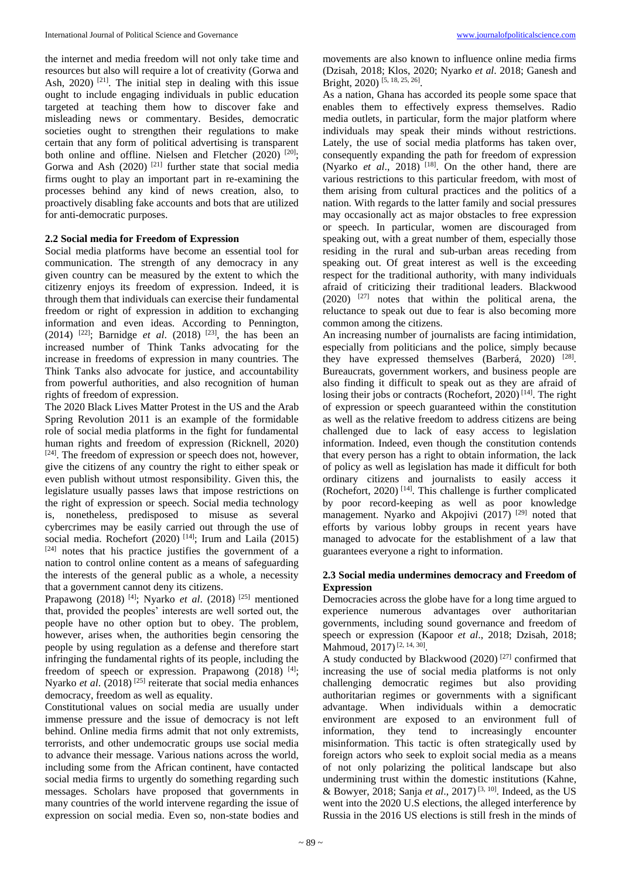the internet and media freedom will not only take time and resources but also will require a lot of creativity (Gorwa and Ash, 2020) [21]. The initial step in dealing with this issue ought to include engaging individuals in public education targeted at teaching them how to discover fake and misleading news or commentary. Besides, democratic societies ought to strengthen their regulations to make certain that any form of political advertising is transparent both online and offline. Nielsen and Fletcher (2020) [20]; Gorwa and Ash (2020) [21] further state that social media firms ought to play an important part in re-examining the processes behind any kind of news creation, also, to proactively disabling fake accounts and bots that are utilized for anti-democratic purposes.

## 2.2 Social media for Freedom of Expression

Social media platforms have become an essential tool for communication. The strength of any democracy in any given country can be measured by the extent to which the citizenry enjoys its freedom of expression. Indeed, it is through them that individuals can exercise their fundamental freedom or right of expression in addition to exchanging information and even ideas. According to Pennington, (2014) [22]; Barnidge *et al*. (2018) [23], the has been an increased number of Think Tanks advocating for the increase in freedoms of expression in many countries. The Think Tanks also advocate for justice, and accountability from powerful authorities, and also recognition of human rights of freedom of expression.

The 2020 Black Lives Matter Protest in the US and the Arab Spring Revolution 2011 is an example of the formidable role of social media platforms in the fight for fundamental human rights and freedom of expression (Ricknell, 2020) [24]. The freedom of expression or speech does not, however, give the citizens of any country the right to either speak or even publish without utmost responsibility. Given this, the legislature usually passes laws that impose restrictions on the right of expression or speech. Social media technology is, nonetheless, predisposed to misuse as several cybercrimes may be easily carried out through the use of social media. Rochefort (2020) [14]; Irum and Laila (2015) [24] notes that his practice justifies the government of a nation to control online content as a means of safeguarding the interests of the general public as a whole, a necessity that a government cannot deny its citizens.

Prapawong (2018) [4]; Nyarko *et al*. (2018) [25] mentioned that, provided the peoples' interests are well sorted out, the people have no other option but to obey. The problem, however, arises when, the authorities begin censoring the people by using regulation as a defense and therefore start infringing the fundamental rights of its people, including the freedom of speech or expression. Prapawong (2018) [4]; Nyarko *et al*. (2018) [25] reiterate that social media enhances democracy, freedom as well as equality.

Constitutional values on social media are usually under immense pressure and the issue of democracy is not left behind. Online media firms admit that not only extremists, terrorists, and other undemocratic groups use social media to advance their message. Various nations across the world, including some from the African continent, have contacted social media firms to urgently do something regarding such messages. Scholars have proposed that governments in many countries of the world intervene regarding the issue of expression on social media. Even so, non-state bodies and movements are also known to influence online media firms (Dzisah, 2018; Klos, 2020; Nyarko *et al*. 2018; Ganesh and Bright, 2020) [5, 18, 25, 26].

As a nation, Ghana has accorded its people some space that enables them to effectively express themselves. Radio media outlets, in particular, form the major platform where individuals may speak their minds without restrictions. Lately, the use of social media platforms has taken over, consequently expanding the path for freedom of expression (Nyarko *et al*., 2018) [18]. On the other hand, there are various restrictions to this particular freedom, with most of them arising from cultural practices and the politics of a nation. With regards to the latter family and social pressures may occasionally act as major obstacles to free expression or speech. In particular, women are discouraged from speaking out, with a great number of them, especially those residing in the rural and sub-urban areas receding from speaking out. Of great interest as well is the exceeding respect for the traditional authority, with many individuals afraid of criticizing their traditional leaders. Blackwood (2020) [27] notes that within the political arena, the reluctance to speak out due to fear is also becoming more common among the citizens.

An increasing number of journalists are facing intimidation, especially from politicians and the police, simply because they have expressed themselves (Barberá, 2020) [28]. Bureaucrats, government workers, and business people are also finding it difficult to speak out as they are afraid of losing their jobs or contracts (Rochefort, 2020) [14]. The right of expression or speech guaranteed within the constitution as well as the relative freedom to address citizens are being challenged due to lack of easy access to legislation information. Indeed, even though the constitution contends that every person has a right to obtain information, the lack of policy as well as legislation has made it difficult for both ordinary citizens and journalists to easily access it (Rochefort, 2020) [14]. This challenge is further complicated by poor record-keeping as well as poor knowledge management. Nyarko and Akpojivi (2017) [29] noted that efforts by various lobby groups in recent years have managed to advocate for the establishment of a law that guarantees everyone a right to information.

## 2.3 Social media undermines democracy and Freedom of Expression

Democracies across the globe have for a long time argued to experience numerous advantages over authoritarian governments, including sound governance and freedom of speech or expression (Kapoor *et al*., 2018; Dzisah, 2018; Mahmoud, 2017) [2, 14, 30].

A study conducted by Blackwood (2020) [27] confirmed that increasing the use of social media platforms is not only challenging democratic regimes but also providing authoritarian regimes or governments with a significant advantage. When individuals within a democratic environment are exposed to an environment full of information, they tend to increasingly encounter misinformation. This tactic is often strategically used by foreign actors who seek to exploit social media as a means of not only polarizing the political landscape but also undermining trust within the domestic institutions (Kahne, & Bowyer, 2018; Sanja *et al*., 2017) [3, 10]. Indeed, as the US went into the 2020 U.S elections, the alleged interference by Russia in the 2016 US elections is still fresh in the minds of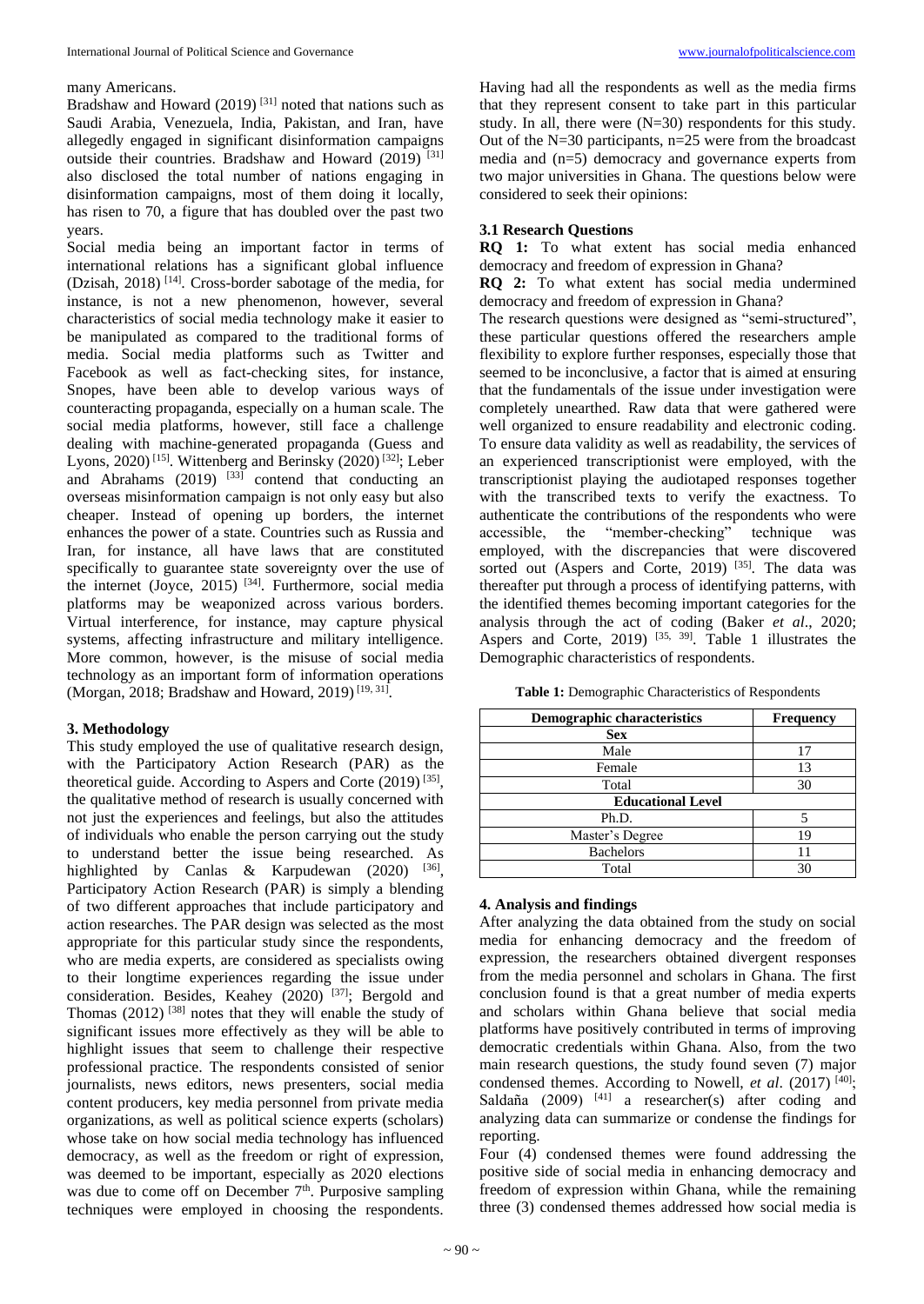many Americans.

Bradshaw and Howard (2019) [31] noted that nations such as Saudi Arabia, Venezuela, India, Pakistan, and Iran, have allegedly engaged in significant disinformation campaigns outside their countries. Bradshaw and Howard (2019) [31] also disclosed the total number of nations engaging in disinformation campaigns, most of them doing it locally, has risen to 70, a figure that has doubled over the past two years.

Social media being an important factor in terms of international relations has a significant global influence (Dzisah, 2018) [14]. Cross-border sabotage of the media, for instance, is not a new phenomenon, however, several characteristics of social media technology make it easier to be manipulated as compared to the traditional forms of media. Social media platforms such as Twitter and Facebook as well as fact-checking sites, for instance, Snopes, have been able to develop various ways of counteracting propaganda, especially on a human scale. The social media platforms, however, still face a challenge dealing with machine-generated propaganda (Guess and Lyons, 2020) [15]. Wittenberg and Berinsky (2020) [32]; Leber and Abrahams (2019) [33] contend that conducting an overseas misinformation campaign is not only easy but also cheaper. Instead of opening up borders, the internet enhances the power of a state. Countries such as Russia and Iran, for instance, all have laws that are constituted specifically to guarantee state sovereignty over the use of the internet (Joyce, 2015) [34]. Furthermore, social media platforms may be weaponized across various borders. Virtual interference, for instance, may capture physical systems, affecting infrastructure and military intelligence. More common, however, is the misuse of social media technology as an important form of information operations (Morgan, 2018; Bradshaw and Howard, 2019) [19, 31].

## 3. Methodology

This study employed the use of qualitative research design, with the Participatory Action Research (PAR) as the theoretical guide. According to Aspers and Corte (2019) [35], the qualitative method of research is usually concerned with not just the experiences and feelings, but also the attitudes of individuals who enable the person carrying out the study to understand better the issue being researched. As highlighted by Canlas & Karpudewan (2020) [36], Participatory Action Research (PAR) is simply a blending of two different approaches that include participatory and action researches. The PAR design was selected as the most appropriate for this particular study since the respondents, who are media experts, are considered as specialists owing to their longtime experiences regarding the issue under consideration. Besides, Keahey (2020) [37]; Bergold and Thomas (2012) [38] notes that they will enable the study of significant issues more effectively as they will be able to highlight issues that seem to challenge their respective professional practice. The respondents consisted of senior journalists, news editors, news presenters, social media content producers, key media personnel from private media organizations, as well as political science experts (scholars) whose take on how social media technology has influenced democracy, as well as the freedom or right of expression, was deemed to be important, especially as 2020 elections was due to come off on December 7th. Purposive sampling techniques were employed in choosing the respondents. Having had all the respondents as well as the media firms that they represent consent to take part in this particular study. In all, there were (N=30) respondents for this study. Out of the N=30 participants, n=25 were from the broadcast media and (n=5) democracy and governance experts from two major universities in Ghana. The questions below were considered to seek their opinions:

### 3.1 Research Questions

**RQ 1:** To what extent has social media enhanced democracy and freedom of expression in Ghana?

**RQ 2:** To what extent has social media undermined democracy and freedom of expression in Ghana?

The research questions were designed as "semi-structured", these particular questions offered the researchers ample flexibility to explore further responses, especially those that seemed to be inconclusive, a factor that is aimed at ensuring that the fundamentals of the issue under investigation were completely unearthed. Raw data that were gathered were well organized to ensure readability and electronic coding. To ensure data validity as well as readability, the services of an experienced transcriptionist were employed, with the transcriptionist playing the audiotaped responses together with the transcribed texts to verify the exactness. To authenticate the contributions of the respondents who were accessible, the "member-checking" technique was employed, with the discrepancies that were discovered sorted out (Aspers and Corte, 2019) [35]. The data was thereafter put through a process of identifying patterns, with the identified themes becoming important categories for the analysis through the act of coding (Baker *et al*., 2020; Aspers and Corte, 2019) [35, 39]. Table 1 illustrates the Demographic characteristics of respondents.

**Table 1:** Demographic Characteristics of Respondents

| Demographic characteristics | Frequency |
|---|---|
| **Sex** | |
| Male | 17 |
| Female | 13 |
| Total | 30 |
| **Educational Level** | |
| Ph.D. | 5 |
| Master's Degree | 19 |
| Bachelors | 11 |
| Total | 30 |

## 4. Analysis and findings

After analyzing the data obtained from the study on social media for enhancing democracy and the freedom of expression, the researchers obtained divergent responses from the media personnel and scholars in Ghana. The first conclusion found is that a great number of media experts and scholars within Ghana believe that social media platforms have positively contributed in terms of improving democratic credentials within Ghana. Also, from the two main research questions, the study found seven (7) major condensed themes. According to Nowell, *et al*. (2017) [40]; Saldaña (2009) [41] a researcher(s) after coding and analyzing data can summarize or condense the findings for reporting.

Four (4) condensed themes were found addressing the positive side of social media in enhancing democracy and freedom of expression within Ghana, while the remaining three (3) condensed themes addressed how social media is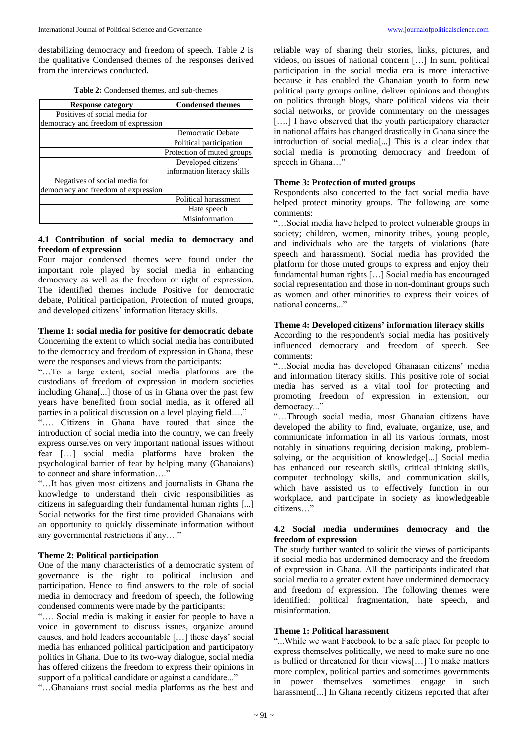destabilizing democracy and freedom of speech. Table 2 is the qualitative Condensed themes of the responses derived from the interviews conducted.

**Table 2:** Condensed themes, and sub-themes

| Response category | Condensed themes |
|---|---|
| Positives of social media for democracy and freedom of expression | |
| | Democratic Debate |
| | Political participation |
| | Protection of muted groups |
| | Developed citizens' information literacy skills |
| Negatives of social media for democracy and freedom of expression | |
| | Political harassment |
| | Hate speech |
| | Misinformation |

### 4.1 Contribution of social media to democracy and freedom of expression

Four major condensed themes were found under the important role played by social media in enhancing democracy as well as the freedom or right of expression. The identified themes include Positive for democratic debate, Political participation, Protection of muted groups, and developed citizens' information literacy skills.

**Theme 1: social media for positive for democratic debate**

Concerning the extent to which social media has contributed to the democracy and freedom of expression in Ghana, these were the responses and views from the participants:

"…To a large extent, social media platforms are the custodians of freedom of expression in modern societies including Ghana[...] those of us in Ghana over the past few years have benefited from social media, as it offered all parties in a political discussion on a level playing field…."

"…. Citizens in Ghana have touted that since the introduction of social media into the country, we can freely express ourselves on very important national issues without fear […] social media platforms have broken the psychological barrier of fear by helping many (Ghanaians) to connect and share information…."

"…It has given most citizens and journalists in Ghana the knowledge to understand their civic responsibilities as citizens in safeguarding their fundamental human rights [...] Social networks for the first time provided Ghanaians with an opportunity to quickly disseminate information without any governmental restrictions if any…."

**Theme 2: Political participation**

One of the many characteristics of a democratic system of governance is the right to political inclusion and participation. Hence to find answers to the role of social media in democracy and freedom of speech, the following condensed comments were made by the participants:

"…. Social media is making it easier for people to have a voice in government to discuss issues, organize around causes, and hold leaders accountable […] these days' social media has enhanced political participation and participatory politics in Ghana. Due to its two-way dialogue, social media has offered citizens the freedom to express their opinions in support of a political candidate or against a candidate..."

"…Ghanaians trust social media platforms as the best and reliable way of sharing their stories, links, pictures, and videos, on issues of national concern […] In sum, political participation in the social media era is more interactive because it has enabled the Ghanaian youth to form new political party groups online, deliver opinions and thoughts on politics through blogs, share political videos via their social networks, or provide commentary on the messages [….] I have observed that the youth participatory character in national affairs has changed drastically in Ghana since the introduction of social media[...] This is a clear index that social media is promoting democracy and freedom of speech in Ghana…"

**Theme 3: Protection of muted groups**

Respondents also concerted to the fact social media have helped protect minority groups. The following are some comments:

"…Social media have helped to protect vulnerable groups in society; children, women, minority tribes, young people, and individuals who are the targets of violations (hate speech and harassment). Social media has provided the platform for those muted groups to express and enjoy their fundamental human rights […] Social media has encouraged social representation and those in non-dominant groups such as women and other minorities to express their voices of national concerns..."

**Theme 4: Developed citizens' information literacy skills**

According to the respondent's social media has positively influenced democracy and freedom of speech. See comments:

"…Social media has developed Ghanaian citizens' media and information literacy skills. This positive role of social media has served as a vital tool for protecting and promoting freedom of expression in extension, our democracy..."

"…Through social media, most Ghanaian citizens have developed the ability to find, evaluate, organize, use, and communicate information in all its various formats, most notably in situations requiring decision making, problem-solving, or the acquisition of knowledge[...] Social media has enhanced our research skills, critical thinking skills, computer technology skills, and communication skills, which have assisted us to effectively function in our workplace, and participate in society as knowledgeable citizens…"

### 4.2 Social media undermines democracy and the freedom of expression

The study further wanted to solicit the views of participants if social media has undermined democracy and the freedom of expression in Ghana. All the participants indicated that social media to a greater extent have undermined democracy and freedom of expression. The following themes were identified: political fragmentation, hate speech, and misinformation.

**Theme 1: Political harassment**

"...While we want Facebook to be a safe place for people to express themselves politically, we need to make sure no one is bullied or threatened for their views[…] To make matters more complex, political parties and sometimes governments in power themselves sometimes engage in such harassment[...] In Ghana recently citizens reported that after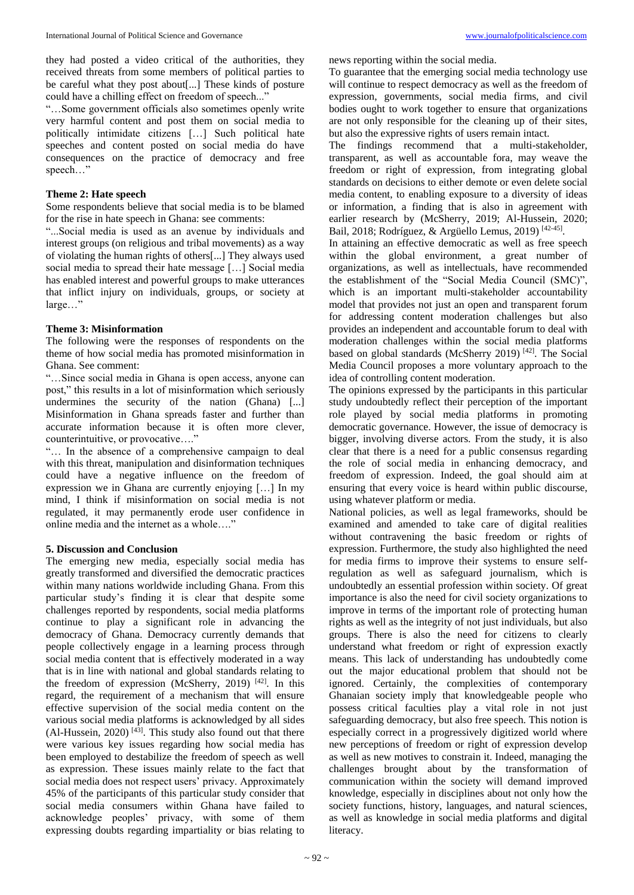they had posted a video critical of the authorities, they received threats from some members of political parties to be careful what they post about[...] These kinds of posture could have a chilling effect on freedom of speech..."

"…Some government officials also sometimes openly write very harmful content and post them on social media to politically intimidate citizens […] Such political hate speeches and content posted on social media do have consequences on the practice of democracy and free speech…"

**Theme 2: Hate speech**

Some respondents believe that social media is to be blamed for the rise in hate speech in Ghana: see comments:

"...Social media is used as an avenue by individuals and interest groups (on religious and tribal movements) as a way of violating the human rights of others[...] They always used social media to spread their hate message […] Social media has enabled interest and powerful groups to make utterances that inflict injury on individuals, groups, or society at large…"

**Theme 3: Misinformation**

The following were the responses of respondents on the theme of how social media has promoted misinformation in Ghana. See comment:

"…Since social media in Ghana is open access, anyone can post," this results in a lot of misinformation which seriously undermines the security of the nation (Ghana) [...] Misinformation in Ghana spreads faster and further than accurate information because it is often more clever, counterintuitive, or provocative…."

"… In the absence of a comprehensive campaign to deal with this threat, manipulation and disinformation techniques could have a negative influence on the freedom of expression we in Ghana are currently enjoying […] In my mind, I think if misinformation on social media is not regulated, it may permanently erode user confidence in online media and the internet as a whole…."

## 5. Discussion and Conclusion

The emerging new media, especially social media has greatly transformed and diversified the democratic practices within many nations worldwide including Ghana. From this particular study's finding it is clear that despite some challenges reported by respondents, social media platforms continue to play a significant role in advancing the democracy of Ghana. Democracy currently demands that people collectively engage in a learning process through social media content that is effectively moderated in a way that is in line with national and global standards relating to the freedom of expression (McSherry, 2019) [42]. In this regard, the requirement of a mechanism that will ensure effective supervision of the social media content on the various social media platforms is acknowledged by all sides (Al-Hussein, 2020) [43]. This study also found out that there were various key issues regarding how social media has been employed to destabilize the freedom of speech as well as expression. These issues mainly relate to the fact that social media does not respect users' privacy. Approximately 45% of the participants of this particular study consider that social media consumers within Ghana have failed to acknowledge peoples' privacy, with some of them expressing doubts regarding impartiality or bias relating to news reporting within the social media.

To guarantee that the emerging social media technology use will continue to respect democracy as well as the freedom of expression, governments, social media firms, and civil bodies ought to work together to ensure that organizations are not only responsible for the cleaning up of their sites, but also the expressive rights of users remain intact.

The findings recommend that a multi-stakeholder, transparent, as well as accountable fora, may weave the freedom or right of expression, from integrating global standards on decisions to either demote or even delete social media content, to enabling exposure to a diversity of ideas or information, a finding that is also in agreement with earlier research by (McSherry, 2019; Al-Hussein, 2020; Bail, 2018; Rodríguez, & Argüello Lemus, 2019) [42-45].

In attaining an effective democratic as well as free speech within the global environment, a great number of organizations, as well as intellectuals, have recommended the establishment of the "Social Media Council (SMC)", which is an important multi-stakeholder accountability model that provides not just an open and transparent forum for addressing content moderation challenges but also provides an independent and accountable forum to deal with moderation challenges within the social media platforms based on global standards (McSherry 2019) [42]. The Social Media Council proposes a more voluntary approach to the idea of controlling content moderation.

The opinions expressed by the participants in this particular study undoubtedly reflect their perception of the important role played by social media platforms in promoting democratic governance. However, the issue of democracy is bigger, involving diverse actors. From the study, it is also clear that there is a need for a public consensus regarding the role of social media in enhancing democracy, and freedom of expression. Indeed, the goal should aim at ensuring that every voice is heard within public discourse, using whatever platform or media.

National policies, as well as legal frameworks, should be examined and amended to take care of digital realities without contravening the basic freedom or rights of expression. Furthermore, the study also highlighted the need for media firms to improve their systems to ensure self-regulation as well as safeguard journalism, which is undoubtedly an essential profession within society. Of great importance is also the need for civil society organizations to improve in terms of the important role of protecting human rights as well as the integrity of not just individuals, but also groups. There is also the need for citizens to clearly understand what freedom or right of expression exactly means. This lack of understanding has undoubtedly come out the major educational problem that should not be ignored. Certainly, the complexities of contemporary Ghanaian society imply that knowledgeable people who possess critical faculties play a vital role in not just safeguarding democracy, but also free speech. This notion is especially correct in a progressively digitized world where new perceptions of freedom or right of expression develop as well as new motives to constrain it. Indeed, managing the challenges brought about by the transformation of communication within the society will demand improved knowledge, especially in disciplines about not only how the society functions, history, languages, and natural sciences, as well as knowledge in social media platforms and digital literacy.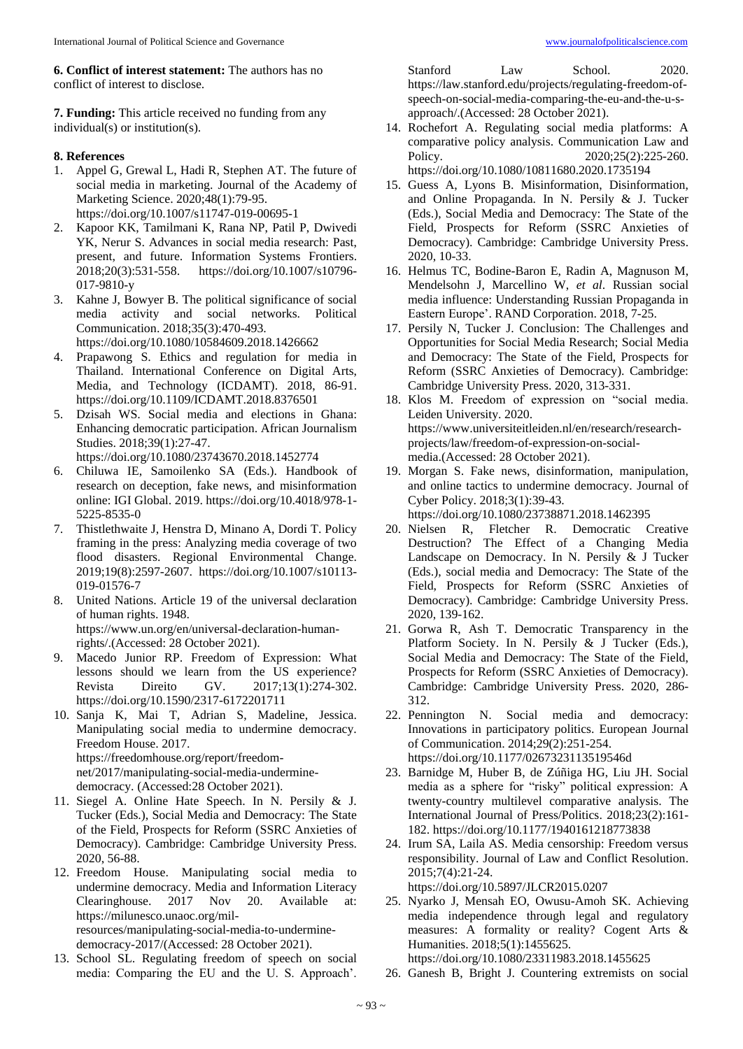**6. Conflict of interest statement:** The authors has no conflict of interest to disclose.

**7. Funding:** This article received no funding from any individual(s) or institution(s).

**8. References**

1. Appel G, Grewal L, Hadi R, Stephen AT. The future of social media in marketing. Journal of the Academy of Marketing Science. 2020;48(1):79-95. https://doi.org/10.1007/s11747-019-00695-1
2. Kapoor KK, Tamilmani K, Rana NP, Patil P, Dwivedi YK, Nerur S. Advances in social media research: Past, present, and future. Information Systems Frontiers. 2018;20(3):531-558. https://doi.org/10.1007/s10796-017-9810-y
3. Kahne J, Bowyer B. The political significance of social media activity and social networks. Political Communication. 2018;35(3):470-493. https://doi.org/10.1080/10584609.2018.1426662
4. Prapawong S. Ethics and regulation for media in Thailand. International Conference on Digital Arts, Media, and Technology (ICDAMT). 2018, 86-91. https://doi.org/10.1109/ICDAMT.2018.8376501
5. Dzisah WS. Social media and elections in Ghana: Enhancing democratic participation. African Journalism Studies. 2018;39(1):27-47. https://doi.org/10.1080/23743670.2018.1452774
6. Chiluwa IE, Samoilenko SA (Eds.). Handbook of research on deception, fake news, and misinformation online: IGI Global. 2019. https://doi.org/10.4018/978-1-5225-8535-0
7. Thistlethwaite J, Henstra D, Minano A, Dordi T. Policy framing in the press: Analyzing media coverage of two flood disasters. Regional Environmental Change. 2019;19(8):2597-2607. https://doi.org/10.1007/s10113-019-01576-7
8. United Nations. Article 19 of the universal declaration of human rights. 1948. https://www.un.org/en/universal-declaration-human-rights/.(Accessed: 28 October 2021).
9. Macedo Junior RP. Freedom of Expression: What lessons should we learn from the US experience? Revista Direito GV. 2017;13(1):274-302. https://doi.org/10.1590/2317-6172201711
10. Sanja K, Mai T, Adrian S, Madeline, Jessica. Manipulating social media to undermine democracy. Freedom House. 2017. https://freedomhouse.org/report/freedom-net/2017/manipulating-social-media-undermine-democracy. (Accessed:28 October 2021).
11. Siegel A. Online Hate Speech. In N. Persily & J. Tucker (Eds.), Social Media and Democracy: The State of the Field, Prospects for Reform (SSRC Anxieties of Democracy). Cambridge: Cambridge University Press. 2020, 56-88.
12. Freedom House. Manipulating social media to undermine democracy. Media and Information Literacy Clearinghouse. 2017 Nov 20. Available at: https://milunesco.unaoc.org/mil-resources/manipulating-social-media-to-undermine-democracy-2017/(Accessed: 28 October 2021).
13. School SL. Regulating freedom of speech on social media: Comparing the EU and the U. S. Approach'. Stanford Law School. 2020. https://law.stanford.edu/projects/regulating-freedom-of-speech-on-social-media-comparing-the-eu-and-the-u-s-approach/.(Accessed: 28 October 2021).
14. Rochefort A. Regulating social media platforms: A comparative policy analysis. Communication Law and Policy. 2020;25(2):225-260. https://doi.org/10.1080/10811680.2020.1735194
15. Guess A, Lyons B. Misinformation, Disinformation, and Online Propaganda. In N. Persily & J. Tucker (Eds.), Social Media and Democracy: The State of the Field, Prospects for Reform (SSRC Anxieties of Democracy). Cambridge: Cambridge University Press. 2020, 10-33.
16. Helmus TC, Bodine-Baron E, Radin A, Magnuson M, Mendelsohn J, Marcellino W, *et al*. Russian social media influence: Understanding Russian Propaganda in Eastern Europe'. RAND Corporation. 2018, 7-25.
17. Persily N, Tucker J. Conclusion: The Challenges and Opportunities for Social Media Research; Social Media and Democracy: The State of the Field, Prospects for Reform (SSRC Anxieties of Democracy). Cambridge: Cambridge University Press. 2020, 313-331.
18. Klos M. Freedom of expression on "social media. Leiden University. 2020. https://www.universiteitleiden.nl/en/research/research-projects/law/freedom-of-expression-on-social-media.(Accessed: 28 October 2021).
19. Morgan S. Fake news, disinformation, manipulation, and online tactics to undermine democracy. Journal of Cyber Policy. 2018;3(1):39-43. https://doi.org/10.1080/23738871.2018.1462395
20. Nielsen R, Fletcher R. Democratic Creative Destruction? The Effect of a Changing Media Landscape on Democracy. In N. Persily & J Tucker (Eds.), social media and Democracy: The State of the Field, Prospects for Reform (SSRC Anxieties of Democracy). Cambridge: Cambridge University Press. 2020, 139-162.
21. Gorwa R, Ash T. Democratic Transparency in the Platform Society. In N. Persily & J Tucker (Eds.), Social Media and Democracy: The State of the Field, Prospects for Reform (SSRC Anxieties of Democracy). Cambridge: Cambridge University Press. 2020, 286-312.
22. Pennington N. Social media and democracy: Innovations in participatory politics. European Journal of Communication. 2014;29(2):251-254. https://doi.org/10.1177/0267323113519546d
23. Barnidge M, Huber B, de Zúñiga HG, Liu JH. Social media as a sphere for "risky" political expression: A twenty-country multilevel comparative analysis. The International Journal of Press/Politics. 2018;23(2):161-182. https://doi.org/10.1177/1940161218773838
24. Irum SA, Laila AS. Media censorship: Freedom versus responsibility. Journal of Law and Conflict Resolution. 2015;7(4):21-24. https://doi.org/10.5897/JLCR2015.0207
25. Nyarko J, Mensah EO, Owusu-Amoh SK. Achieving media independence through legal and regulatory measures: A formality or reality? Cogent Arts & Humanities. 2018;5(1):1455625. https://doi.org/10.1080/23311983.2018.1455625
26. Ganesh B, Bright J. Countering extremists on social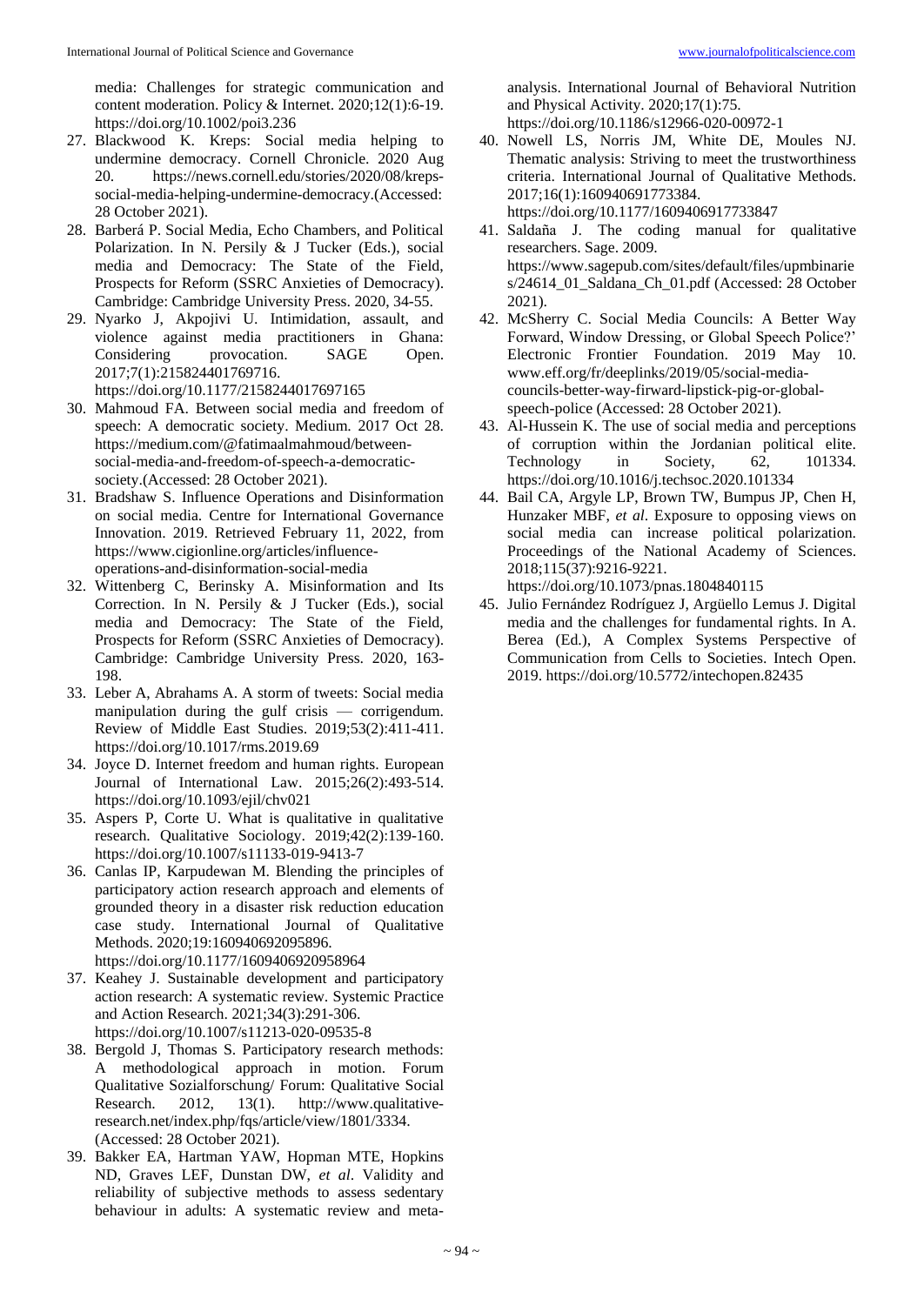media: Challenges for strategic communication and content moderation. Policy & Internet. 2020;12(1):6-19. https://doi.org/10.1002/poi3.236

27. Blackwood K. Kreps: Social media helping to undermine democracy. Cornell Chronicle. 2020 Aug 20. https://news.cornell.edu/stories/2020/08/kreps-social-media-helping-undermine-democracy.(Accessed: 28 October 2021).
28. Barberá P. Social Media, Echo Chambers, and Political Polarization. In N. Persily & J Tucker (Eds.), social media and Democracy: The State of the Field, Prospects for Reform (SSRC Anxieties of Democracy). Cambridge: Cambridge University Press. 2020, 34-55.
29. Nyarko J, Akpojivi U. Intimidation, assault, and violence against media practitioners in Ghana: Considering provocation. SAGE Open. 2017;7(1):215824401769716. https://doi.org/10.1177/2158244017697165
30. Mahmoud FA. Between social media and freedom of speech: A democratic society. Medium. 2017 Oct 28. https://medium.com/@fatimaalmahmoud/between-social-media-and-freedom-of-speech-a-democratic-society.(Accessed: 28 October 2021).
31. Bradshaw S. Influence Operations and Disinformation on social media. Centre for International Governance Innovation. 2019. Retrieved February 11, 2022, from https://www.cigionline.org/articles/influence-operations-and-disinformation-social-media
32. Wittenberg C, Berinsky A. Misinformation and Its Correction. In N. Persily & J Tucker (Eds.), social media and Democracy: The State of the Field, Prospects for Reform (SSRC Anxieties of Democracy). Cambridge: Cambridge University Press. 2020, 163-198.
33. Leber A, Abrahams A. A storm of tweets: Social media manipulation during the gulf crisis — corrigendum. Review of Middle East Studies. 2019;53(2):411-411. https://doi.org/10.1017/rms.2019.69
34. Joyce D. Internet freedom and human rights. European Journal of International Law. 2015;26(2):493-514. https://doi.org/10.1093/ejil/chv021
35. Aspers P, Corte U. What is qualitative in qualitative research. Qualitative Sociology. 2019;42(2):139-160. https://doi.org/10.1007/s11133-019-9413-7
36. Canlas IP, Karpudewan M. Blending the principles of participatory action research approach and elements of grounded theory in a disaster risk reduction education case study. International Journal of Qualitative Methods. 2020;19:160940692095896. https://doi.org/10.1177/1609406920958964
37. Keahey J. Sustainable development and participatory action research: A systematic review. Systemic Practice and Action Research. 2021;34(3):291-306. https://doi.org/10.1007/s11213-020-09535-8
38. Bergold J, Thomas S. Participatory research methods: A methodological approach in motion. Forum Qualitative Sozialforschung/ Forum: Qualitative Social Research. 2012, 13(1). http://www.qualitative-research.net/index.php/fqs/article/view/1801/3334. (Accessed: 28 October 2021).
39. Bakker EA, Hartman YAW, Hopman MTE, Hopkins ND, Graves LEF, Dunstan DW, *et al*. Validity and reliability of subjective methods to assess sedentary behaviour in adults: A systematic review and meta-analysis. International Journal of Behavioral Nutrition and Physical Activity. 2020;17(1):75. https://doi.org/10.1186/s12966-020-00972-1
40. Nowell LS, Norris JM, White DE, Moules NJ. Thematic analysis: Striving to meet the trustworthiness criteria. International Journal of Qualitative Methods. 2017;16(1):160940691773384. https://doi.org/10.1177/1609406917733847
41. Saldaña J. The coding manual for qualitative researchers. Sage. 2009. https://www.sagepub.com/sites/default/files/upmbinaries/24614_01_Saldana_Ch_01.pdf (Accessed: 28 October 2021).
42. McSherry C. Social Media Councils: A Better Way Forward, Window Dressing, or Global Speech Police?' Electronic Frontier Foundation. 2019 May 10. www.eff.org/fr/deeplinks/2019/05/social-media-councils-better-way-firward-lipstick-pig-or-global-speech-police (Accessed: 28 October 2021).
43. Al-Hussein K. The use of social media and perceptions of corruption within the Jordanian political elite. Technology in Society, 62, 101334. https://doi.org/10.1016/j.techsoc.2020.101334
44. Bail CA, Argyle LP, Brown TW, Bumpus JP, Chen H, Hunzaker MBF, *et al*. Exposure to opposing views on social media can increase political polarization. Proceedings of the National Academy of Sciences. 2018;115(37):9216-9221. https://doi.org/10.1073/pnas.1804840115
45. Julio Fernández Rodríguez J, Argüello Lemus J. Digital media and the challenges for fundamental rights. In A. Berea (Ed.), A Complex Systems Perspective of Communication from Cells to Societies. Intech Open. 2019. https://doi.org/10.5772/intechopen.82435